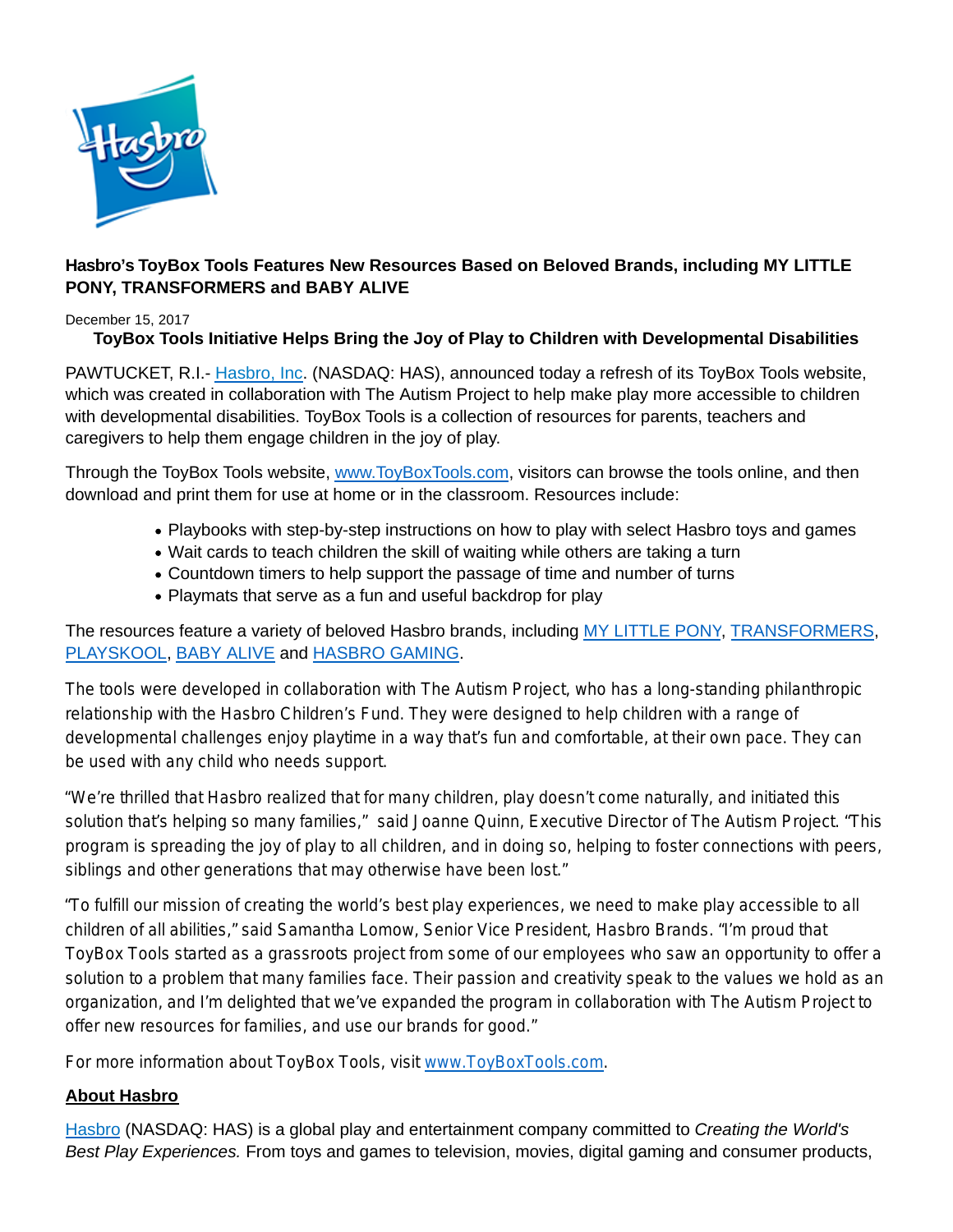**Hasbro's ToyBox Tools Features New Resources Based on Beloved Brands, including MY LITTLE PONY, TRANSFORMERS and BABY ALIVE**

December 15, 2017

**ToyBox Tools Initiative Helps Bring the Joy of Play to Children with Developmental Disabilities**

PAWTUCKET, R.I.- Hasbro, Inc. (NASDAQ: HAS), announced today a refresh of its ToyBox Tools website, which was created in collaboration with The Autism Project to help make play more accessible to children with developmental disabilities. ToyBox Tools is a collection of resources for parents, teachers and caregivers to help them engage children in the joy of play.

Through the ToyBox Tools website, www.ToyBoxTools.com, visitors can browse the tools online, and then download and print them for use at home or in the classroom. Resources include:

- Playbooks with step-by-step instructions on how to play with select Hasbro toys and games
- Wait cards to teach children the skill of waiting while others are taking a turn
- Countdown timers to help support the passage of time and number of turns
- Playmats that serve as a fun and useful backdrop for play

The resources feature a variety of beloved Hasbro brands, including MY LITTLE PONY, TRANSFORMERS, PLAYSKOOL, BABY ALIVE and HASBRO GAMING.

The tools were developed in collaboration with The Autism Project, who has a long-standing philanthropic relationship with the Hasbro Children's Fund. They were designed to help children with a range of developmental challenges enjoy playtime in a way that's fun and comfortable, at their own pace. They can be used with any child who needs support.

"We're thrilled that Hasbro realized that for many children, play doesn't come naturally, and initiated this solution that's helping so many families," said Joanne Quinn, Executive Director of The Autism Project. "This program is spreading the joy of play to all children, and in doing so, helping to foster connections with peers, siblings and other generations that may otherwise have been lost."

"To fulfill our mission of creating the world's best play experiences, we need to make play accessible to all children of all abilities," said Samantha Lomow, Senior Vice President, Hasbro Brands. "I'm proud that ToyBox Tools started as a grassroots project from some of our employees who saw an opportunity to offer a solution to a problem that many families face. Their passion and creativity speak to the values we hold as an organization, and I'm delighted that we've expanded the program in collaboration with The Autism Project to offer new resources for families, and use our brands for good."

For more information about ToyBox Tools, visit www.ToyBoxTools.com.

**About Hasbro**

Hasbro (NASDAQ: HAS) is a global play and entertainment company committed to *Creating the World's Best Play Experiences.* From toys and games to television, movies, digital gaming and consumer products,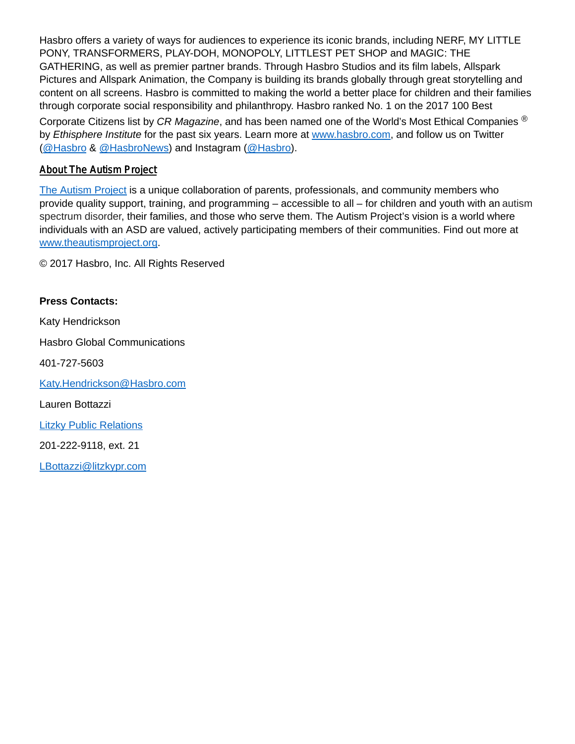Hasbro offers a variety of ways for audiences to experience its iconic brands, including NERF, MY LITTLE PONY, TRANSFORMERS, PLAY-DOH, MONOPOLY, LITTLEST PET SHOP and MAGIC: THE GATHERING, as well as premier partner brands. Through Hasbro Studios and its film labels, Allspark Pictures and Allspark Animation, the Company is building its brands globally through great storytelling and content on all screens. Hasbro is committed to making the world a better place for children and their families through corporate social responsibility and philanthropy. Hasbro ranked No. 1 on the 2017 100 Best Corporate Citizens list by *CR Magazine*, and has been named one of the World's Most Ethical Companies ® by *Ethisphere Institute* for the past six years. Learn more at www.hasbro.com, and follow us on Twitter (@Hasbro & @HasbroNews) and Instagram (@Hasbro).

## About The Autism Project

The Autism Project is a unique collaboration of parents, professionals, and community members who provide quality support, training, and programming – accessible to all – for children and youth with an autism spectrum disorder, their families, and those who serve them. The Autism Project's vision is a world where individuals with an ASD are valued, actively participating members of their communities. Find out more at www.theautismproject.org.

© 2017 Hasbro, Inc. All Rights Reserved

**Press Contacts:**

Katy Hendrickson

Hasbro Global Communications

401-727-5603

Katy.Hendrickson@Hasbro.com

Lauren Bottazzi

Litzky Public Relations

201-222-9118, ext. 21

LBottazzi@litzkypr.com